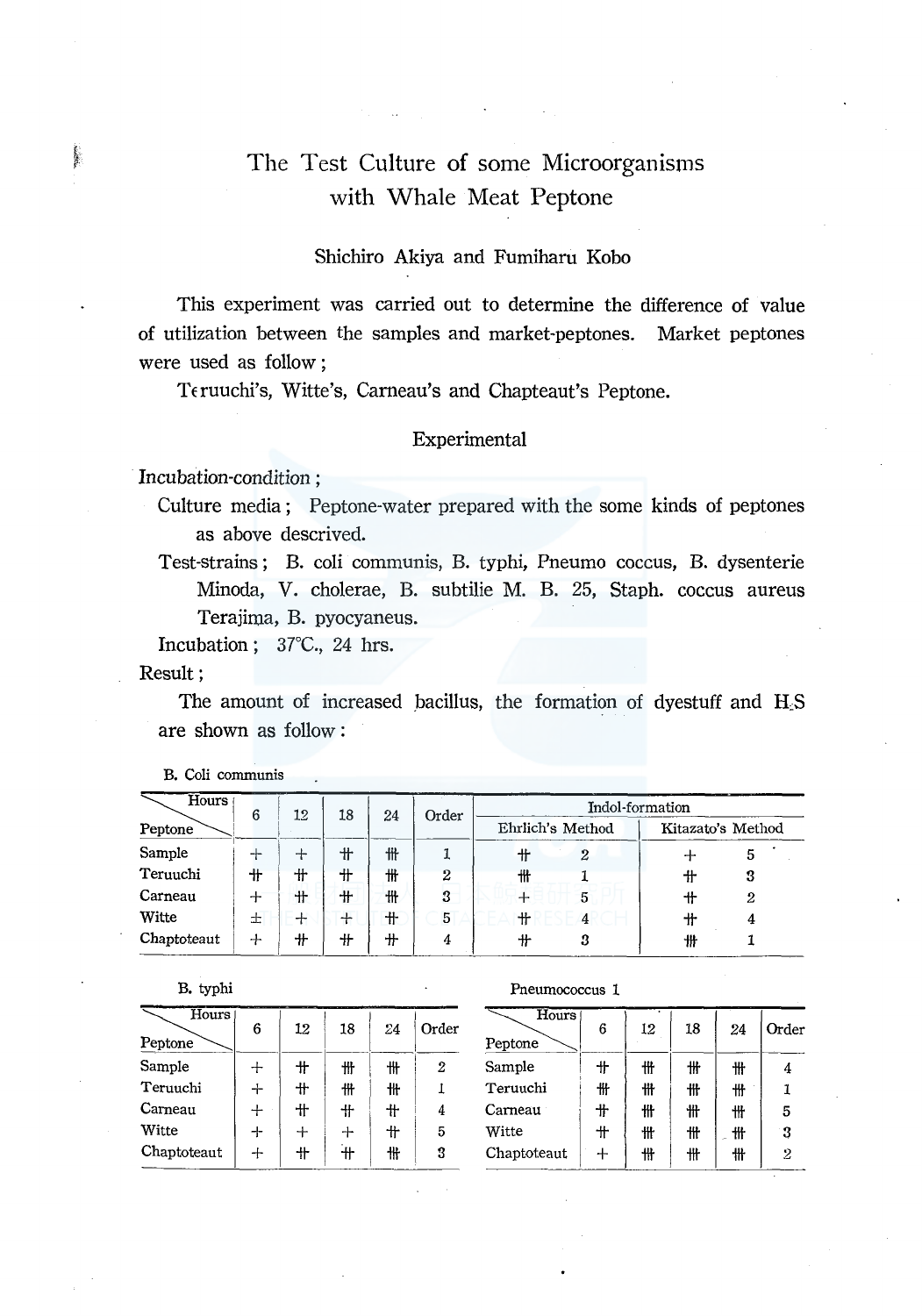# The Test Culture of some Microorganisms with Whale Meat Peptone

Shichiro Akiya and Fumiharu Kobo

This experiment was carried out to determine the difference of value of utilization between the samples and market-peptones. Market peptones were used as follow;

Teruuchi's, Witte's, Carneau's and Chapteaut's Peptone.

## Experimental

Incubation-condition;

Culture media; Peptone-water prepared with the some kinds of peptones as above descrived.

Test-strains; B. coli communis, B. typhi, Pneumo coccus, B. dysenterie Minoda, V. cholerae, B. subtilie M. B. 25, Staph. coccus aureus Terajima, B. pyocyaneus.

Incubation; 37°C., 24 hrs.

Result;

The amount of increased bacillus, the formation of dyestuff and $H_2S$ are shown as follow:

B. Coli communis

| Peptone \ Hours | 6 | 12 | 18 | 24 | Order | Indol-formation | | | |
|---|---|---|---|---|---|---|---|---|---|
| | | | | | | Ehrlich's Method | | Kitazato's Method | |
| Sample | + | + | 卄 | 卌 | 1 | 卄 | 2 | + | 5 |
| Teruuchi | 卄 | 卄 | 卄 | 卌 | 2 | 卌 | 1 | 卄 | 3 |
| Carneau | + | 卄 | 卄 | 卌 | 3 | + | 5 | 卄 | 2 |
| Witte | ± | + | + | 卄 | 5 | 卄 | 4 | 卄 | 4 |
| Chaptoteaut | + | 卄 | 卄 | 卄 | 4 | 卄 | 3 | 卌 | 1 |

B. typhi

| Peptone \ Hours | 6 | 12 | 18 | 24 | Order |
|---|---|---|---|---|---|
| Sample | + | 卄 | 卌 | 卌 | 2 |
| Teruuchi | + | 卄 | 卌 | 卌 | 1 |
| Carneau | + | 卄 | 卄 | 卄 | 4 |
| Witte | + | + | + | 卄 | 5 |
| Chaptoteaut | + | 卄 | 卄 | 卌 | 3 |

Pneumococcus 1

| Peptone \ Hours | 6 | 12 | 18 | 24 | Order |
|---|---|---|---|---|---|
| Sample | 卄 | 卌 | 卌 | 卌 | 4 |
| Teruuchi | 卌 | 卌 | 卌 | 卌 | 1 |
| Carneau | 卄 | 卌 | 卌 | 卌 | 5 |
| Witte | 卄 | 卌 | 卌 | 卌 | 3 |
| Chaptoteaut | + | 卌 | 卌 | 卌 | 2 |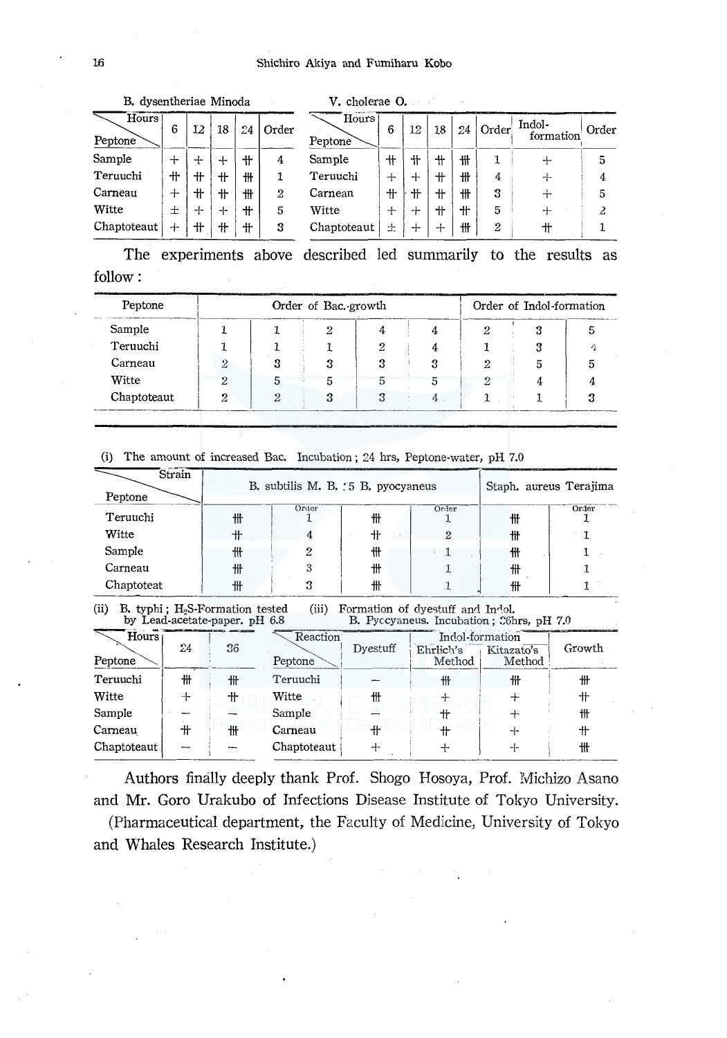B. dysentheriae Minoda

| Hours / Peptone | 6 | 12 | 18 | 24 | Order |
|---|---|---|---|---|---|
| Sample | + | + | + | ++ | 4 |
| Teruuchi | ++ | ++ | ++ | +++ | 1 |
| Carneau | + | ++ | ++ | +++ | 2 |
| Witte | ± | + | + | ++ | 5 |
| Chaptoteaut | + | ++ | ++ | ++ | 3 |

V. cholerae O.

| Hours / Peptone | 6 | 12 | 18 | 24 | Order | Indol-formation | Order |
|---|---|---|---|---|---|---|---|
| Sample | ++ | ++ | ++ | +++ | 1 | + | 5 |
| Teruuchi | + | + | ++ | +++ | 4 | + | 4 |
| Carnean | ++ | ++ | ++ | +++ | 3 | + | 5 |
| Witte | + | + | ++ | ++ | 5 | + | 2 |
| Chaptoteaut | ± | + | + | +++ | 2 | ++ | 1 |

The experiments above described led summarily to the results as follow:

| Peptone | Order of Bac.-growth | | | | | Order of Indol-formation | | |
|---|---|---|---|---|---|---|---|---|
| Sample | 1 | 1 | 2 | 4 | 4 | 2 | 3 | 5 |
| Teruuchi | 1 | 1 | 1 | 2 | 4 | 1 | 3 | 4 |
| Carneau | 2 | 3 | 3 | 3 | 3 | 2 | 5 | 5 |
| Witte | 2 | 5 | 5 | 5 | 5 | 2 | 4 | 4 |
| Chaptoteaut | 2 | 2 | 3 | 3 | 4 | 1 | 1 | 3 |

(i) The amount of increased Bac. Incubation; 24 hrs, Peptone-water, pH 7.0

| Strain / Peptone | B. subtilis M. B. 5 | Order | B. pyocyaneus | Order | Staph. aureus Terajima | Order |
|---|---|---|---|---|---|---|
| Teruuchi | +++ | 1 | +++ | 1 | +++ | 1 |
| Witte | ++ | 4 | ++ | 2 | +++ | 1 |
| Sample | +++ | 2 | +++ | 1 | +++ | 1 |
| Carneau | +++ | 3 | +++ | 1 | +++ | 1 |
| Chaptoteat | +++ | 3 | +++ | 1 | +++ | 1 |

(ii) B. typhi; $H_2S$-Formation tested by Lead-acetate-paper. pH 6.8

| Hours / Peptone | 24 | 36 |
|---|---|---|
| Teruuchi | +++ | +++ |
| Witte | + | ++ |
| Sample | − | − |
| Carneau | ++ | +++ |
| Chaptoteaut | − | − |

(iii) Formation of dyestuff and Indol. B. Pyccyaneus. Incubation; 36hrs, pH 7.0

| Reaction / Peptone | Dyestuff | Indol-formation Ehrlich's Method | Indol-formation Kitazato's Method | Growth |
|---|---|---|---|---|
| Teruuchi | − | +++ | +++ | +++ |
| Witte | +++ | + | + | ++ |
| Sample | − | ++ | + | +++ |
| Carneau | ++ | ++ | + | ++ |
| Chaptoteaut | + | + | + | +++ |

Authors finally deeply thank Prof. Shogo Hosoya, Prof. Michizo Asano and Mr. Goro Urakubo of Infections Disease Institute of Tokyo University.

(Pharmaceutical department, the Faculty of Medicine, University of Tokyo and Whales Research Institute.)